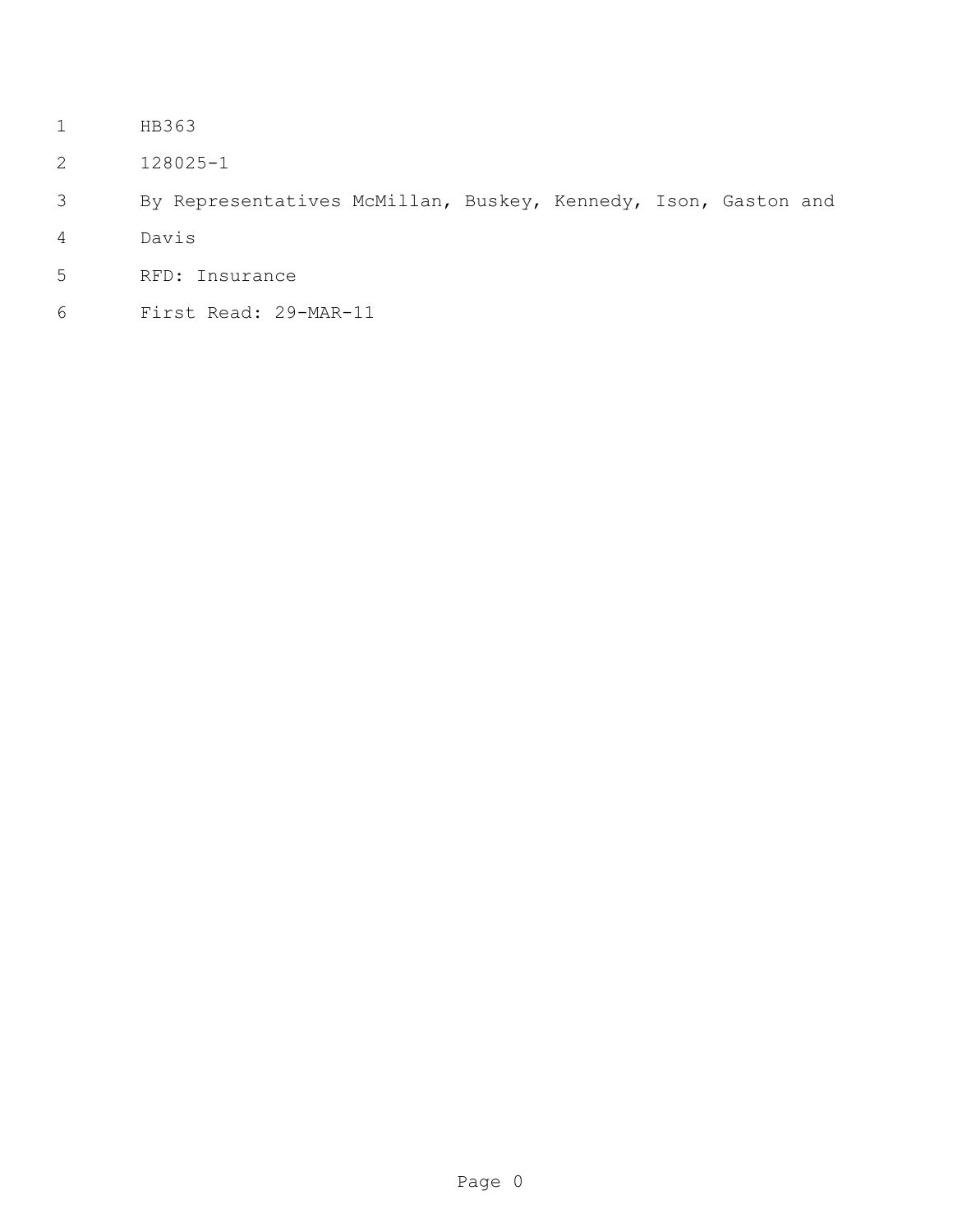HB363

128025-1

By Representatives McMillan, Buskey, Kennedy, Ison, Gaston and Davis

RFD: Insurance

First Read: 29-MAR-11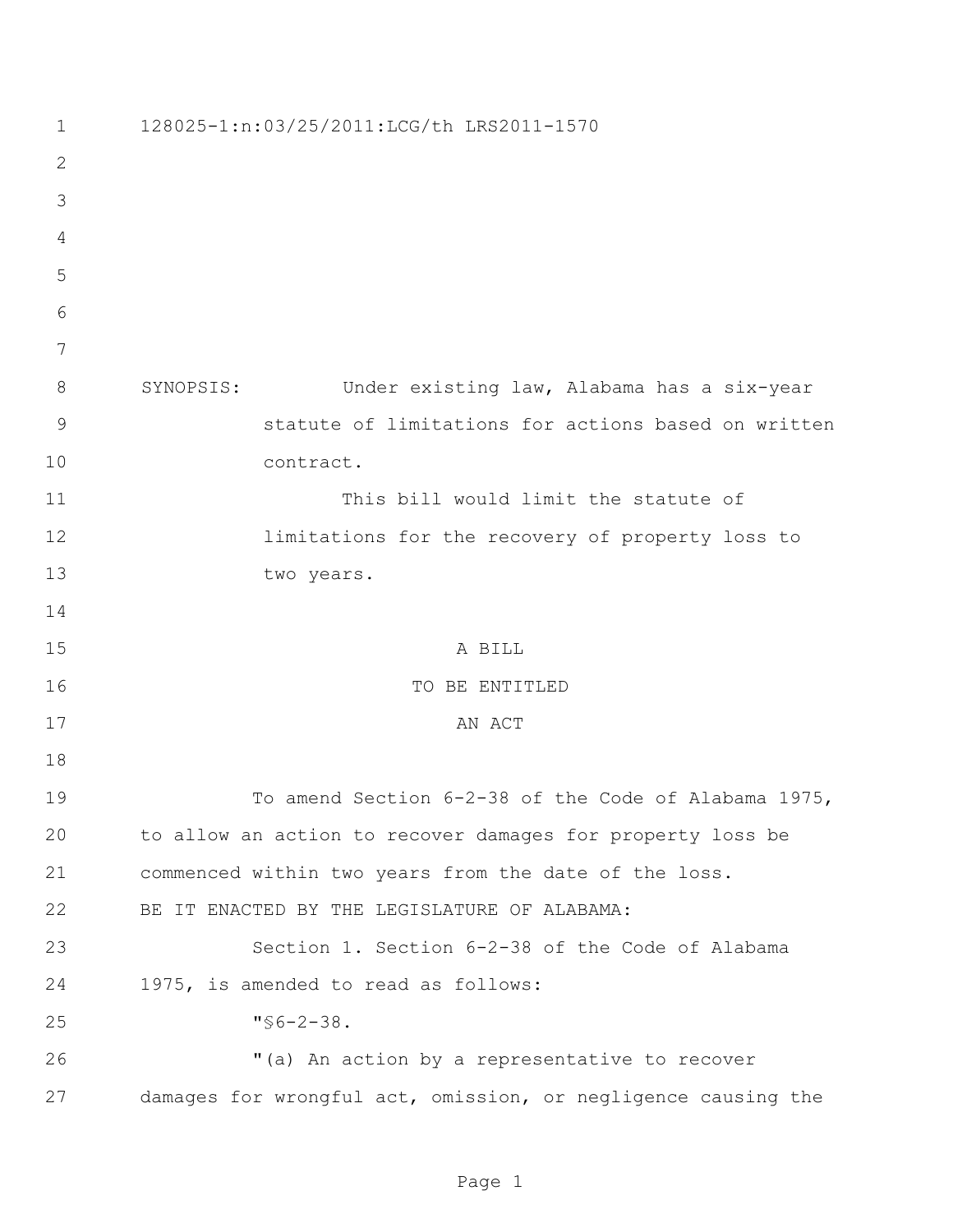128025-1:n:03/25/2011:LCG/th LRS2011-1570

SYNOPSIS: Under existing law, Alabama has a six-year statute of limitations for actions based on written contract.

This bill would limit the statute of limitations for the recovery of property loss to two years.

A BILL

TO BE ENTITLED

AN ACT

To amend Section 6-2-38 of the Code of Alabama 1975, to allow an action to recover damages for property loss be commenced within two years from the date of the loss.

BE IT ENACTED BY THE LEGISLATURE OF ALABAMA:

Section 1. Section 6-2-38 of the Code of Alabama 1975, is amended to read as follows:

"§6-2-38.

"(a) An action by a representative to recover damages for wrongful act, omission, or negligence causing the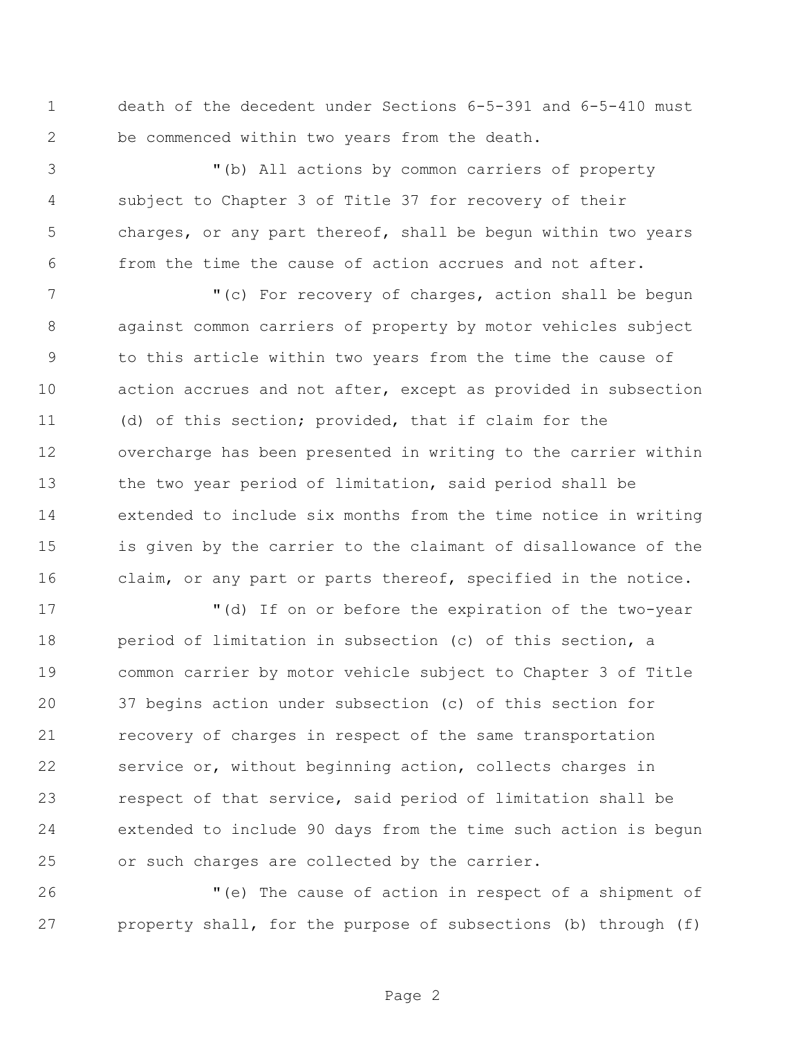death of the decedent under Sections 6-5-391 and 6-5-410 must be commenced within two years from the death.

"(b) All actions by common carriers of property subject to Chapter 3 of Title 37 for recovery of their charges, or any part thereof, shall be begun within two years from the time the cause of action accrues and not after.

"(c) For recovery of charges, action shall be begun against common carriers of property by motor vehicles subject to this article within two years from the time the cause of action accrues and not after, except as provided in subsection (d) of this section; provided, that if claim for the overcharge has been presented in writing to the carrier within the two year period of limitation, said period shall be extended to include six months from the time notice in writing is given by the carrier to the claimant of disallowance of the claim, or any part or parts thereof, specified in the notice.

"(d) If on or before the expiration of the two-year period of limitation in subsection (c) of this section, a common carrier by motor vehicle subject to Chapter 3 of Title 37 begins action under subsection (c) of this section for recovery of charges in respect of the same transportation service or, without beginning action, collects charges in respect of that service, said period of limitation shall be extended to include 90 days from the time such action is begun or such charges are collected by the carrier.

"(e) The cause of action in respect of a shipment of property shall, for the purpose of subsections (b) through (f)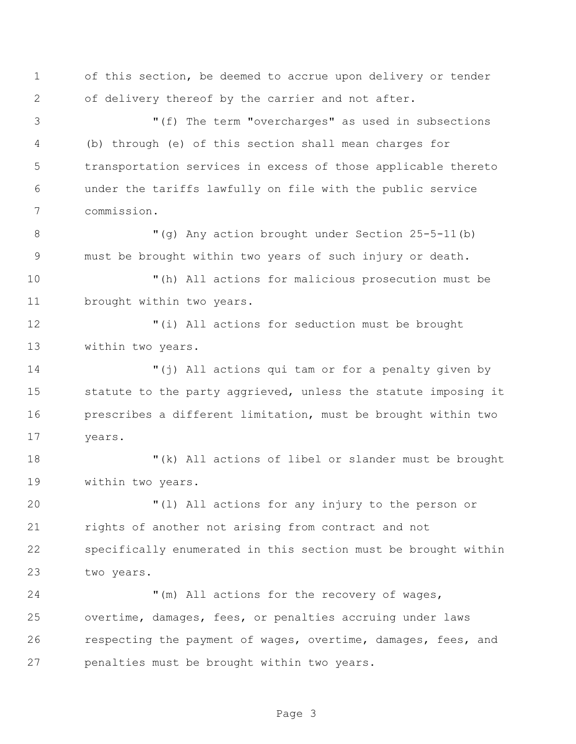of this section, be deemed to accrue upon delivery or tender of delivery thereof by the carrier and not after.

"(f) The term "overcharges" as used in subsections (b) through (e) of this section shall mean charges for transportation services in excess of those applicable thereto under the tariffs lawfully on file with the public service commission.

"(g) Any action brought under Section 25-5-11(b) must be brought within two years of such injury or death.

"(h) All actions for malicious prosecution must be brought within two years.

"(i) All actions for seduction must be brought within two years.

"(j) All actions qui tam or for a penalty given by statute to the party aggrieved, unless the statute imposing it prescribes a different limitation, must be brought within two years.

"(k) All actions of libel or slander must be brought within two years.

"(l) All actions for any injury to the person or rights of another not arising from contract and not specifically enumerated in this section must be brought within two years.

"(m) All actions for the recovery of wages, overtime, damages, fees, or penalties accruing under laws respecting the payment of wages, overtime, damages, fees, and penalties must be brought within two years.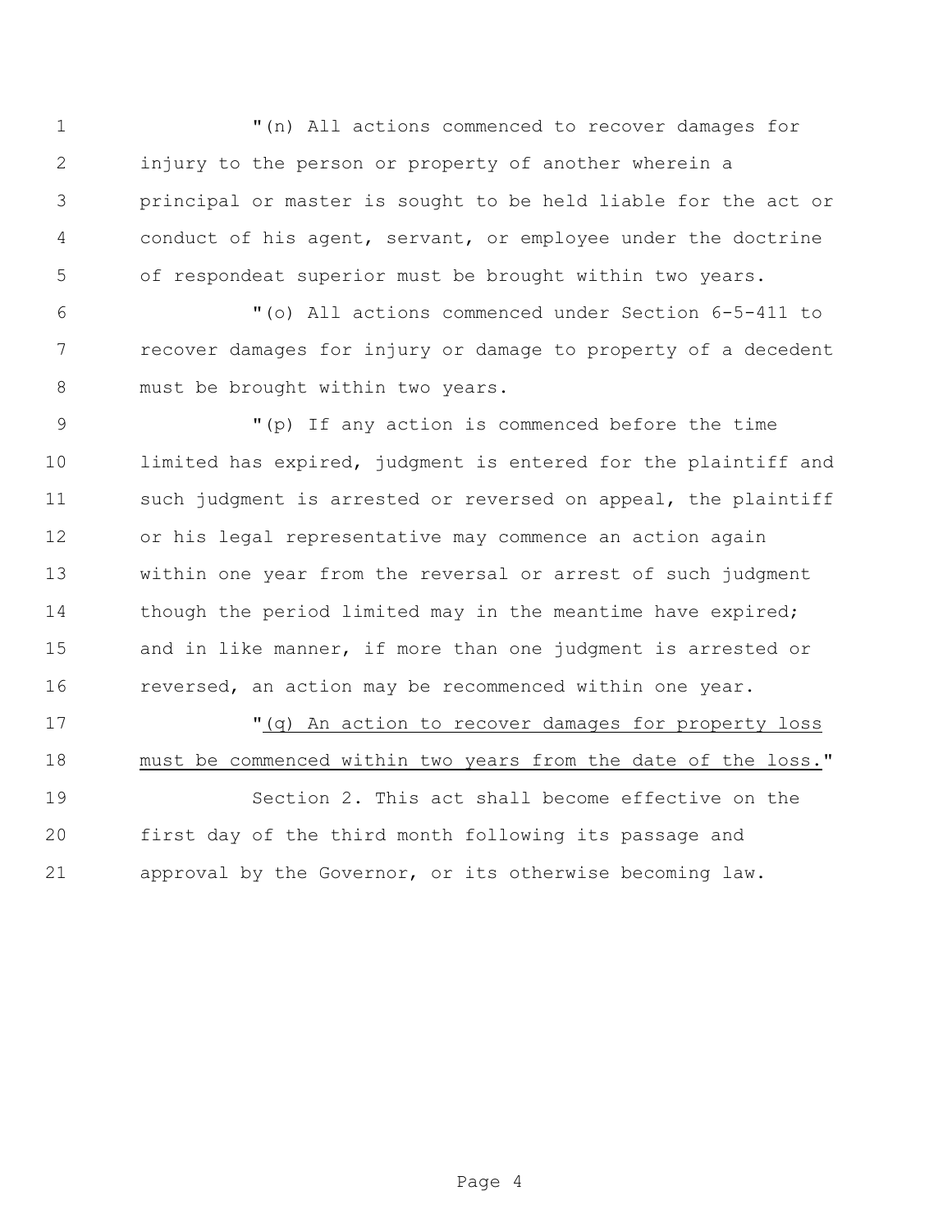"(n) All actions commenced to recover damages for injury to the person or property of another wherein a principal or master is sought to be held liable for the act or conduct of his agent, servant, or employee under the doctrine of respondeat superior must be brought within two years.

"(o) All actions commenced under Section 6-5-411 to recover damages for injury or damage to property of a decedent must be brought within two years.

"(p) If any action is commenced before the time limited has expired, judgment is entered for the plaintiff and such judgment is arrested or reversed on appeal, the plaintiff or his legal representative may commence an action again within one year from the reversal or arrest of such judgment though the period limited may in the meantime have expired; and in like manner, if more than one judgment is arrested or reversed, an action may be recommenced within one year.

"<u>(q) An action to recover damages for property loss must be commenced within two years from the date of the loss.</u>"

Section 2. This act shall become effective on the first day of the third month following its passage and approval by the Governor, or its otherwise becoming law.